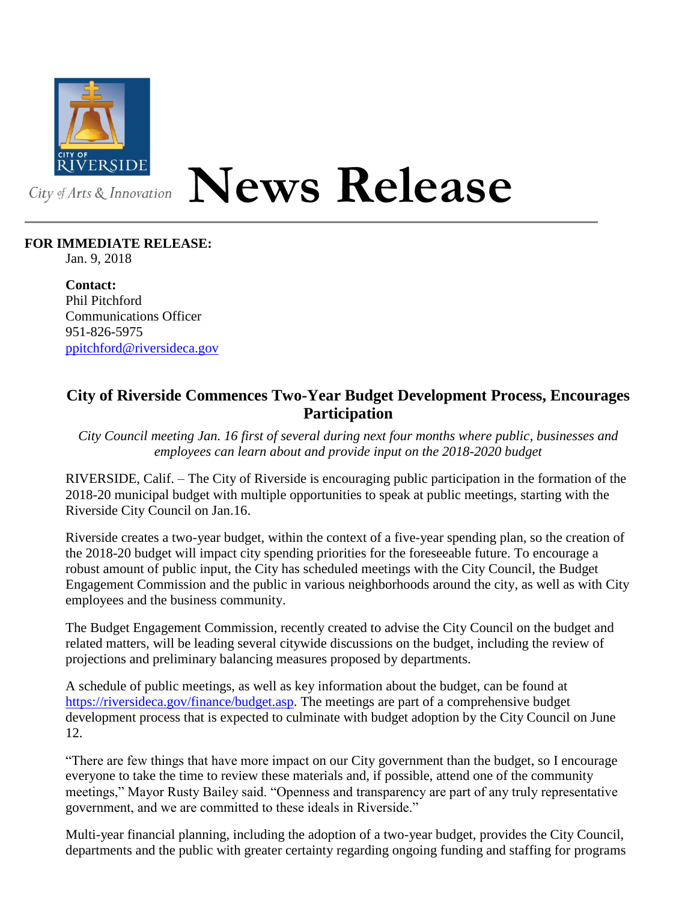City of Arts & Innovation

# News Release

**FOR IMMEDIATE RELEASE:**
Jan. 9, 2018

**Contact:**
Phil Pitchford
Communications Officer
951-826-5975
ppitchford@riversideca.gov

## City of Riverside Commences Two-Year Budget Development Process, Encourages Participation

*City Council meeting Jan. 16 first of several during next four months where public, businesses and employees can learn about and provide input on the 2018-2020 budget*

RIVERSIDE, Calif. – The City of Riverside is encouraging public participation in the formation of the 2018-20 municipal budget with multiple opportunities to speak at public meetings, starting with the Riverside City Council on Jan.16.

Riverside creates a two-year budget, within the context of a five-year spending plan, so the creation of the 2018-20 budget will impact city spending priorities for the foreseeable future. To encourage a robust amount of public input, the City has scheduled meetings with the City Council, the Budget Engagement Commission and the public in various neighborhoods around the city, as well as with City employees and the business community.

The Budget Engagement Commission, recently created to advise the City Council on the budget and related matters, will be leading several citywide discussions on the budget, including the review of projections and preliminary balancing measures proposed by departments.

A schedule of public meetings, as well as key information about the budget, can be found at https://riversideca.gov/finance/budget.asp. The meetings are part of a comprehensive budget development process that is expected to culminate with budget adoption by the City Council on June 12.

"There are few things that have more impact on our City government than the budget, so I encourage everyone to take the time to review these materials and, if possible, attend one of the community meetings," Mayor Rusty Bailey said. "Openness and transparency are part of any truly representative government, and we are committed to these ideals in Riverside."

Multi-year financial planning, including the adoption of a two-year budget, provides the City Council, departments and the public with greater certainty regarding ongoing funding and staffing for programs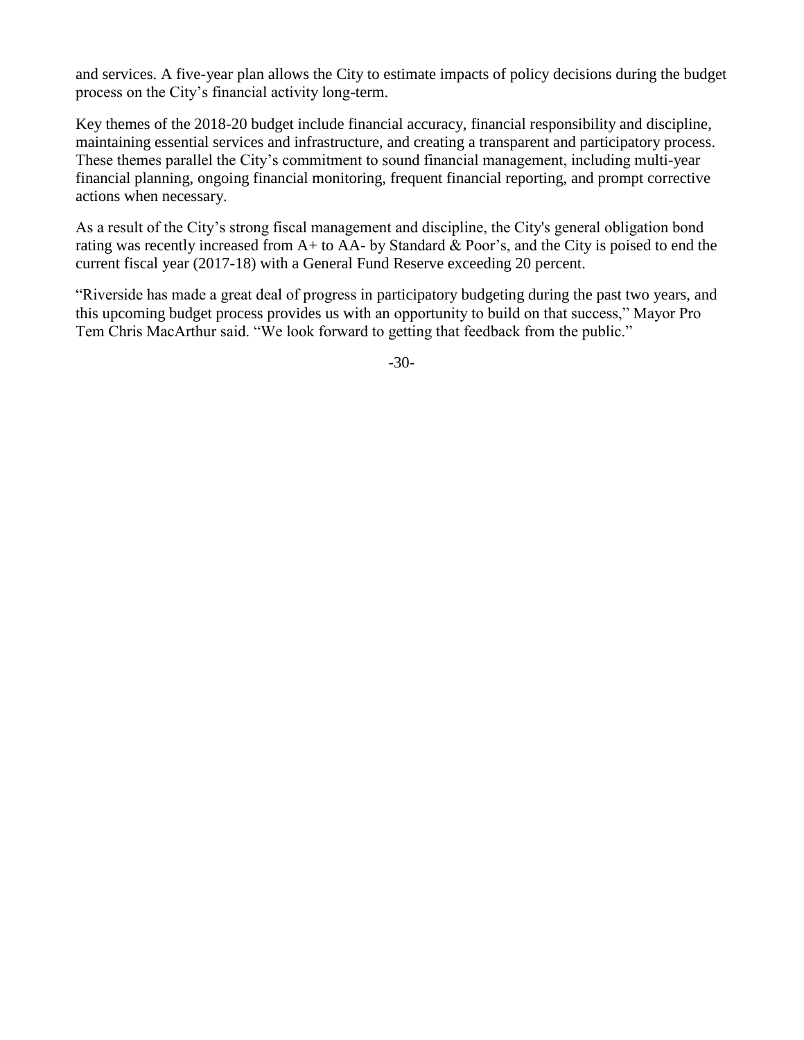and services. A five-year plan allows the City to estimate impacts of policy decisions during the budget process on the City's financial activity long-term.

Key themes of the 2018-20 budget include financial accuracy, financial responsibility and discipline, maintaining essential services and infrastructure, and creating a transparent and participatory process. These themes parallel the City's commitment to sound financial management, including multi-year financial planning, ongoing financial monitoring, frequent financial reporting, and prompt corrective actions when necessary.

As a result of the City's strong fiscal management and discipline, the City's general obligation bond rating was recently increased from A+ to AA- by Standard & Poor's, and the City is poised to end the current fiscal year (2017-18) with a General Fund Reserve exceeding 20 percent.

"Riverside has made a great deal of progress in participatory budgeting during the past two years, and this upcoming budget process provides us with an opportunity to build on that success," Mayor Pro Tem Chris MacArthur said. "We look forward to getting that feedback from the public."

-30-